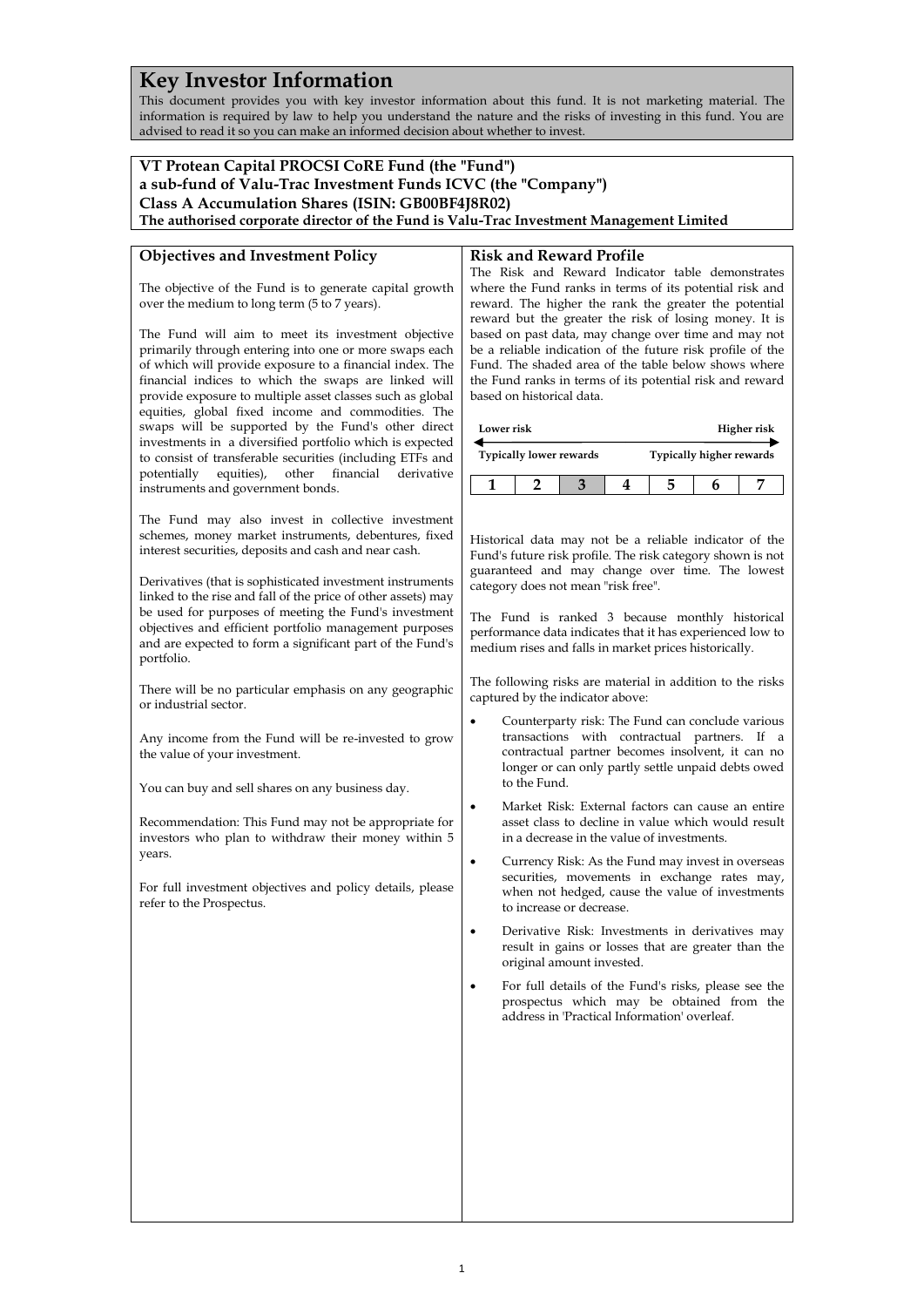# Key Investor Information

This document provides you with key investor information about this fund. It is not marketing material. The information is required by law to help you understand the nature and the risks of investing in this fund. You are advised to read it so you can make an informed decision about whether to invest.

**VT Protean Capital PROCSI CoRE Fund (the "Fund")**
**a sub-fund of Valu-Trac Investment Funds ICVC (the "Company")**
**Class A Accumulation Shares (ISIN: GB00BF4J8R02)**
**The authorised corporate director of the Fund is Valu-Trac Investment Management Limited**

## Objectives and Investment Policy

The objective of the Fund is to generate capital growth over the medium to long term (5 to 7 years).

The Fund will aim to meet its investment objective primarily through entering into one or more swaps each of which will provide exposure to a financial index. The financial indices to which the swaps are linked will provide exposure to multiple asset classes such as global equities, global fixed income and commodities. The swaps will be supported by the Fund's other direct investments in a diversified portfolio which is expected to consist of transferable securities (including ETFs and potentially equities), other financial derivative instruments and government bonds.

The Fund may also invest in collective investment schemes, money market instruments, debentures, fixed interest securities, deposits and cash and near cash.

Derivatives (that is sophisticated investment instruments linked to the rise and fall of the price of other assets) may be used for purposes of meeting the Fund's investment objectives and efficient portfolio management purposes and are expected to form a significant part of the Fund's portfolio.

There will be no particular emphasis on any geographic or industrial sector.

Any income from the Fund will be re-invested to grow the value of your investment.

You can buy and sell shares on any business day.

Recommendation: This Fund may not be appropriate for investors who plan to withdraw their money within 5 years.

For full investment objectives and policy details, please refer to the Prospectus.

## Risk and Reward Profile

The Risk and Reward Indicator table demonstrates where the Fund ranks in terms of its potential risk and reward. The higher the rank the greater the potential reward but the greater the risk of losing money. It is based on past data, may change over time and may not be a reliable indication of the future risk profile of the Fund. The shaded area of the table below shows where the Fund ranks in terms of its potential risk and reward based on historical data.

| Lower risk | | | | | | Higher risk |
|---|---|---|---|---|---|---|
| Typically lower rewards | | | | | | Typically higher rewards |
| 1 | 2 | **3** | 4 | 5 | 6 | 7 |

Historical data may not be a reliable indicator of the Fund's future risk profile. The risk category shown is not guaranteed and may change over time. The lowest category does not mean "risk free".

The Fund is ranked 3 because monthly historical performance data indicates that it has experienced low to medium rises and falls in market prices historically.

The following risks are material in addition to the risks captured by the indicator above:

- Counterparty risk: The Fund can conclude various transactions with contractual partners. If a contractual partner becomes insolvent, it can no longer or can only partly settle unpaid debts owed to the Fund.
- Market Risk: External factors can cause an entire asset class to decline in value which would result in a decrease in the value of investments.
- Currency Risk: As the Fund may invest in overseas securities, movements in exchange rates may, when not hedged, cause the value of investments to increase or decrease.
- Derivative Risk: Investments in derivatives may result in gains or losses that are greater than the original amount invested.
- For full details of the Fund's risks, please see the prospectus which may be obtained from the address in 'Practical Information' overleaf.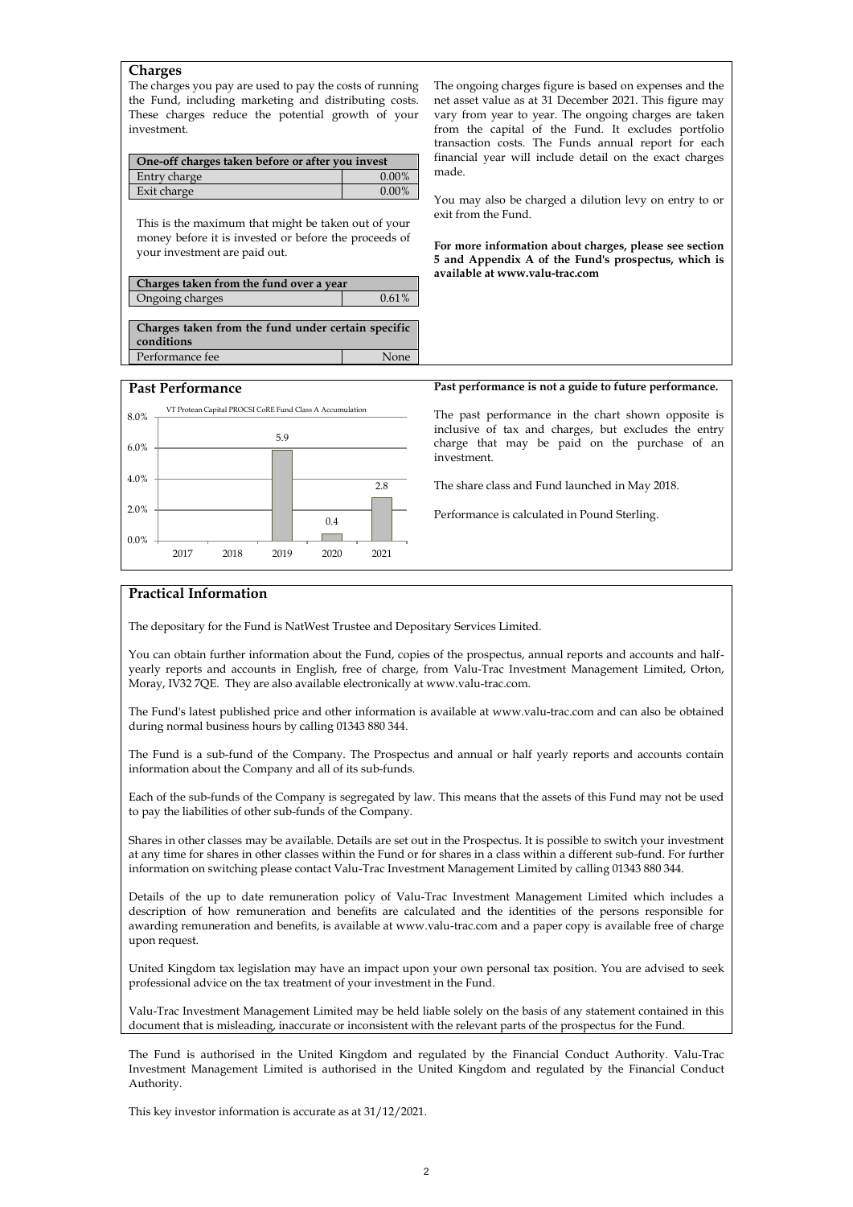## Charges

The charges you pay are used to pay the costs of running the Fund, including marketing and distributing costs. These charges reduce the potential growth of your investment.

| One-off charges taken before or after you invest | |
|---|---|
| Entry charge | 0.00% |
| Exit charge | 0.00% |

This is the maximum that might be taken out of your money before it is invested or before the proceeds of your investment are paid out.

| Charges taken from the fund over a year | |
|---|---|
| Ongoing charges | 0.61% |

| Charges taken from the fund under certain specific conditions | |
|---|---|
| Performance fee | None |

The ongoing charges figure is based on expenses and the net asset value as at 31 December 2021. This figure may vary from year to year. The ongoing charges are taken from the capital of the Fund. It excludes portfolio transaction costs. The Funds annual report for each financial year will include detail on the exact charges made.

You may also be charged a dilution levy on entry to or exit from the Fund.

**For more information about charges, please see section 5 and Appendix A of the Fund's prospectus, which is available at www.valu-trac.com**

## Past Performance

VT Protean Capital PROCSI CoRE Fund Class A Accumulation

8.0%
6.0%
4.0%
2.0%
0.0%

5.9
0.4
2.8

2017 2018 2019 2020 2021

**Past performance is not a guide to future performance.**

The past performance in the chart shown opposite is inclusive of tax and charges, but excludes the entry charge that may be paid on the purchase of an investment.

The share class and Fund launched in May 2018.

Performance is calculated in Pound Sterling.

## Practical Information

The depositary for the Fund is NatWest Trustee and Depositary Services Limited.

You can obtain further information about the Fund, copies of the prospectus, annual reports and accounts and half-yearly reports and accounts in English, free of charge, from Valu-Trac Investment Management Limited, Orton, Moray, IV32 7QE. They are also available electronically at www.valu-trac.com.

The Fund's latest published price and other information is available at www.valu-trac.com and can also be obtained during normal business hours by calling 01343 880 344.

The Fund is a sub-fund of the Company. The Prospectus and annual or half yearly reports and accounts contain information about the Company and all of its sub-funds.

Each of the sub-funds of the Company is segregated by law. This means that the assets of this Fund may not be used to pay the liabilities of other sub-funds of the Company.

Shares in other classes may be available. Details are set out in the Prospectus. It is possible to switch your investment at any time for shares in other classes within the Fund or for shares in a class within a different sub-fund. For further information on switching please contact Valu-Trac Investment Management Limited by calling 01343 880 344.

Details of the up to date remuneration policy of Valu-Trac Investment Management Limited which includes a description of how remuneration and benefits are calculated and the identities of the persons responsible for awarding remuneration and benefits, is available at www.valu-trac.com and a paper copy is available free of charge upon request.

United Kingdom tax legislation may have an impact upon your own personal tax position. You are advised to seek professional advice on the tax treatment of your investment in the Fund.

Valu-Trac Investment Management Limited may be held liable solely on the basis of any statement contained in this document that is misleading, inaccurate or inconsistent with the relevant parts of the prospectus for the Fund.

The Fund is authorised in the United Kingdom and regulated by the Financial Conduct Authority. Valu-Trac Investment Management Limited is authorised in the United Kingdom and regulated by the Financial Conduct Authority.

This key investor information is accurate as at 31/12/2021.